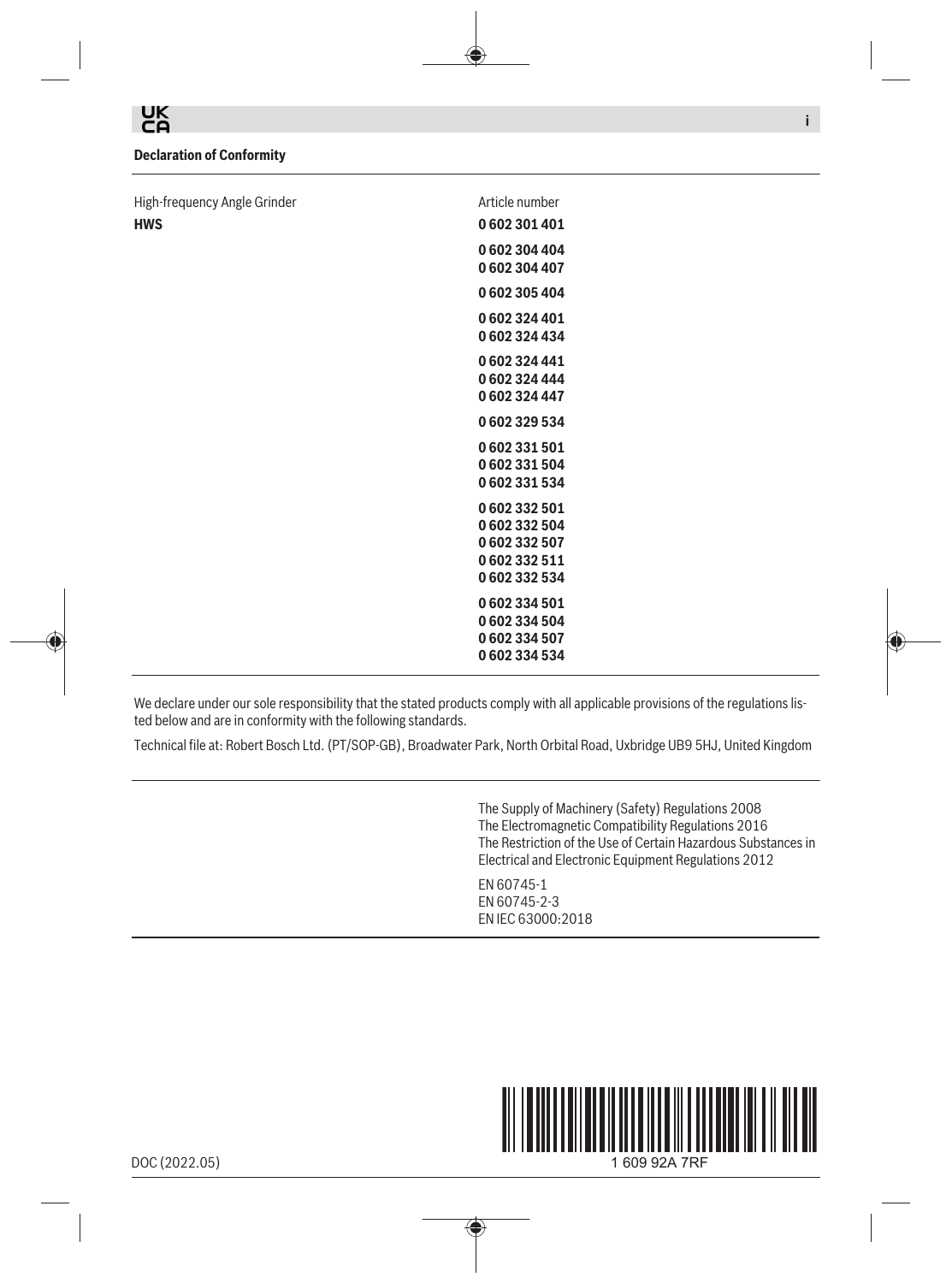UK CA

**Declaration of Conformity**

| High-frequency Angle Grinder | Article number |
| --- | --- |
| **HWS** | **0 602 301 401** |
| | **0 602 304 404**<br>**0 602 304 407** |
| | **0 602 305 404** |
| | **0 602 324 401**<br>**0 602 324 434** |
| | **0 602 324 441**<br>**0 602 324 444**<br>**0 602 324 447** |
| | **0 602 329 534** |
| | **0 602 331 501**<br>**0 602 331 504**<br>**0 602 331 534** |
| | **0 602 332 501**<br>**0 602 332 504**<br>**0 602 332 507**<br>**0 602 332 511**<br>**0 602 332 534** |
| | **0 602 334 501**<br>**0 602 334 504**<br>**0 602 334 507**<br>**0 602 334 534** |

We declare under our sole responsibility that the stated products comply with all applicable provisions of the regulations listed below and are in conformity with the following standards.

Technical file at: Robert Bosch Ltd. (PT/SOP-GB), Broadwater Park, North Orbital Road, Uxbridge UB9 5HJ, United Kingdom

The Supply of Machinery (Safety) Regulations 2008
The Electromagnetic Compatibility Regulations 2016
The Restriction of the Use of Certain Hazardous Substances in Electrical and Electronic Equipment Regulations 2012

EN 60745-1
EN 60745-2-3
EN IEC 63000:2018

DOC (2022.05)

1 609 92A 7RF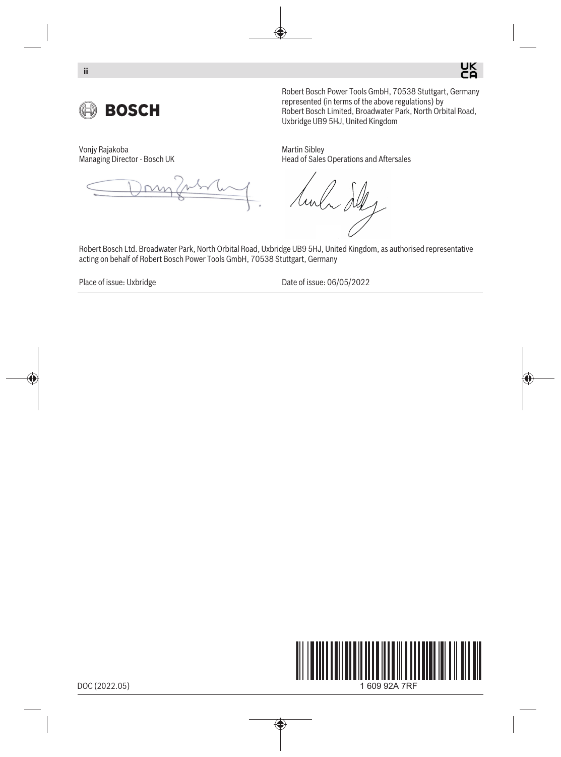BOSCH

Robert Bosch Power Tools GmbH, 70538 Stuttgart, Germany
represented (in terms of the above regulations) by
Robert Bosch Limited, Broadwater Park, North Orbital Road,
Uxbridge UB9 5HJ, United Kingdom

Vonjy Rajakoba
Managing Director - Bosch UK

Martin Sibley
Head of Sales Operations and Aftersales

Robert Bosch Ltd. Broadwater Park, North Orbital Road, Uxbridge UB9 5HJ, United Kingdom, as authorised representative acting on behalf of Robert Bosch Power Tools GmbH, 70538 Stuttgart, Germany

Place of issue: Uxbridge

Date of issue: 06/05/2022

DOC (2022.05)

1 609 92A 7RF